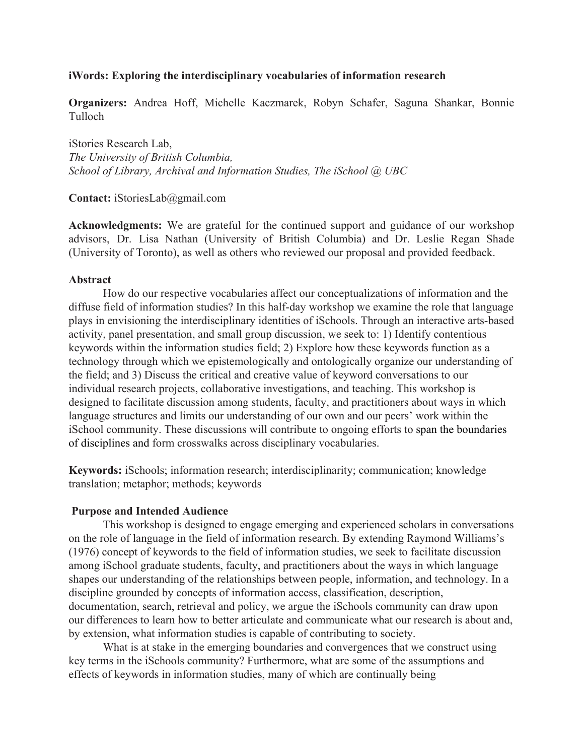**iWords: Exploring the interdisciplinary vocabularies of information research**

**Organizers:** Andrea Hoff, Michelle Kaczmarek, Robyn Schafer, Saguna Shankar, Bonnie Tulloch

iStories Research Lab,  
*The University of British Columbia,*  
*School of Library, Archival and Information Studies, The iSchool @ UBC*

**Contact:** iStoriesLab@gmail.com

**Acknowledgments:** We are grateful for the continued support and guidance of our workshop advisors, Dr. Lisa Nathan (University of British Columbia) and Dr. Leslie Regan Shade (University of Toronto), as well as others who reviewed our proposal and provided feedback.

**Abstract**

How do our respective vocabularies affect our conceptualizations of information and the diffuse field of information studies? In this half-day workshop we examine the role that language plays in envisioning the interdisciplinary identities of iSchools. Through an interactive arts-based activity, panel presentation, and small group discussion, we seek to: 1) Identify contentious keywords within the information studies field; 2) Explore how these keywords function as a technology through which we epistemologically and ontologically organize our understanding of the field; and 3) Discuss the critical and creative value of keyword conversations to our individual research projects, collaborative investigations, and teaching. This workshop is designed to facilitate discussion among students, faculty, and practitioners about ways in which language structures and limits our understanding of our own and our peers' work within the iSchool community. These discussions will contribute to ongoing efforts to span the boundaries of disciplines and form crosswalks across disciplinary vocabularies.

**Keywords:** iSchools; information research; interdisciplinarity; communication; knowledge translation; metaphor; methods; keywords

**Purpose and Intended Audience**

This workshop is designed to engage emerging and experienced scholars in conversations on the role of language in the field of information research. By extending Raymond Williams's (1976) concept of keywords to the field of information studies, we seek to facilitate discussion among iSchool graduate students, faculty, and practitioners about the ways in which language shapes our understanding of the relationships between people, information, and technology. In a discipline grounded by concepts of information access, classification, description, documentation, search, retrieval and policy, we argue the iSchools community can draw upon our differences to learn how to better articulate and communicate what our research is about and, by extension, what information studies is capable of contributing to society.

What is at stake in the emerging boundaries and convergences that we construct using key terms in the iSchools community? Furthermore, what are some of the assumptions and effects of keywords in information studies, many of which are continually being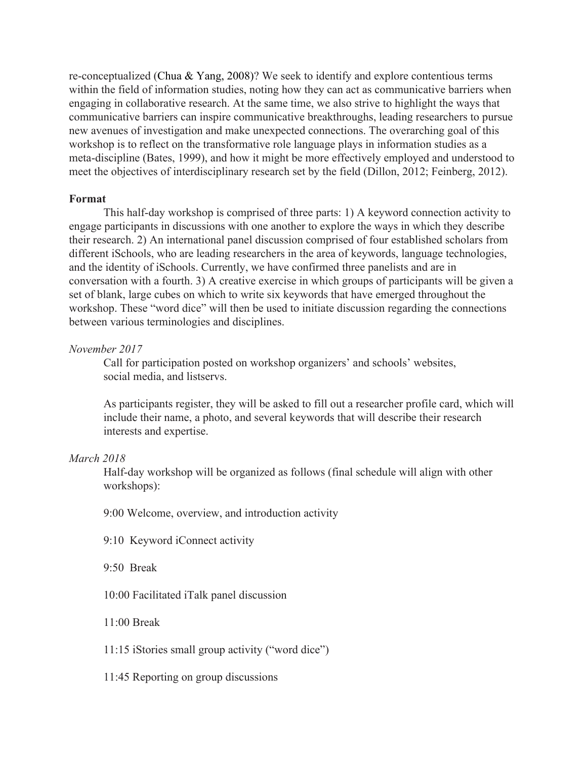re-conceptualized (Chua & Yang, 2008)? We seek to identify and explore contentious terms within the field of information studies, noting how they can act as communicative barriers when engaging in collaborative research. At the same time, we also strive to highlight the ways that communicative barriers can inspire communicative breakthroughs, leading researchers to pursue new avenues of investigation and make unexpected connections. The overarching goal of this workshop is to reflect on the transformative role language plays in information studies as a meta-discipline (Bates, 1999), and how it might be more effectively employed and understood to meet the objectives of interdisciplinary research set by the field (Dillon, 2012; Feinberg, 2012).

**Format**

This half-day workshop is comprised of three parts: 1) A keyword connection activity to engage participants in discussions with one another to explore the ways in which they describe their research. 2) An international panel discussion comprised of four established scholars from different iSchools, who are leading researchers in the area of keywords, language technologies, and the identity of iSchools. Currently, we have confirmed three panelists and are in conversation with a fourth. 3) A creative exercise in which groups of participants will be given a set of blank, large cubes on which to write six keywords that have emerged throughout the workshop. These "word dice" will then be used to initiate discussion regarding the connections between various terminologies and disciplines.

*November 2017*

Call for participation posted on workshop organizers' and schools' websites, social media, and listservs.

As participants register, they will be asked to fill out a researcher profile card, which will include their name, a photo, and several keywords that will describe their research interests and expertise.

*March 2018*

Half-day workshop will be organized as follows (final schedule will align with other workshops):

9:00 Welcome, overview, and introduction activity

9:10 Keyword iConnect activity

9:50 Break

10:00 Facilitated iTalk panel discussion

11:00 Break

11:15 iStories small group activity ("word dice")

11:45 Reporting on group discussions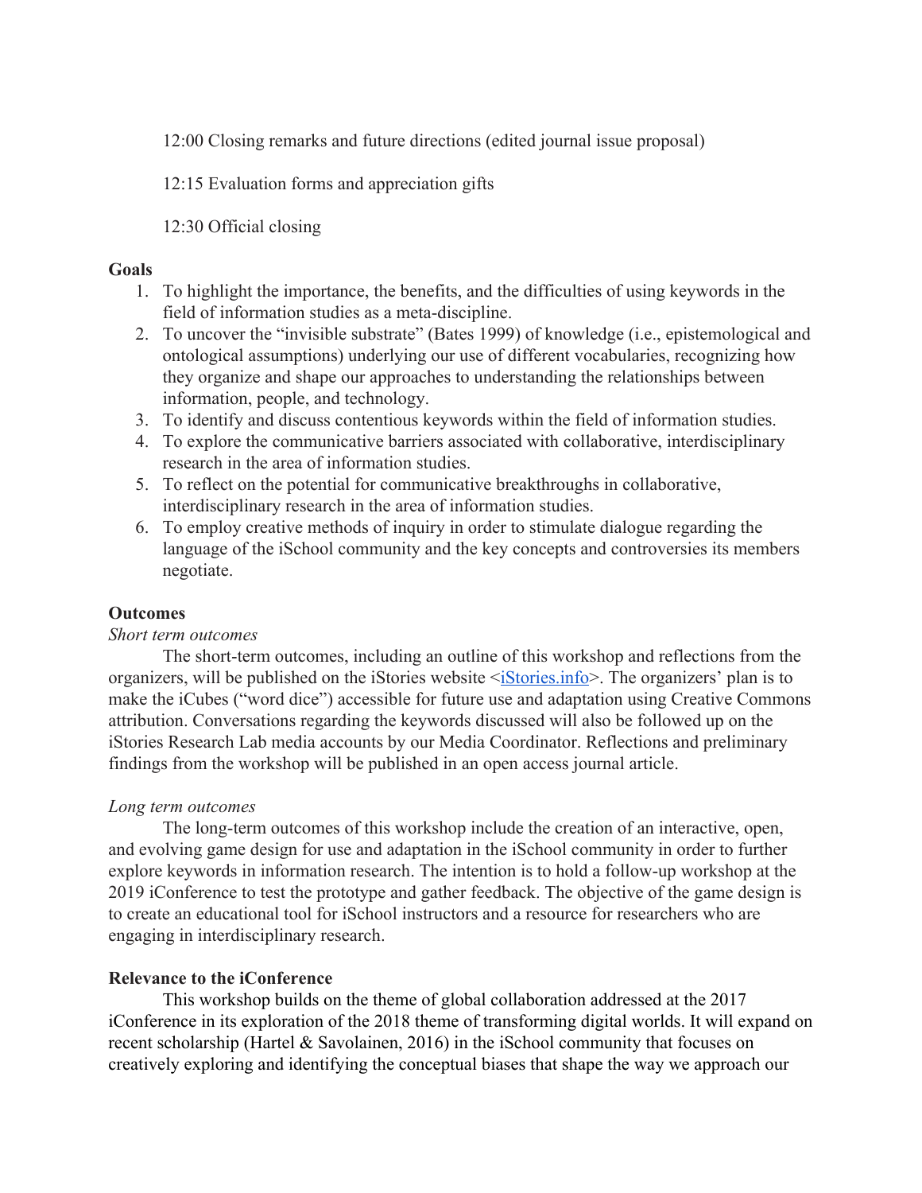12:00 Closing remarks and future directions (edited journal issue proposal)

12:15 Evaluation forms and appreciation gifts

12:30 Official closing

**Goals**

1. To highlight the importance, the benefits, and the difficulties of using keywords in the field of information studies as a meta-discipline.
2. To uncover the "invisible substrate" (Bates 1999) of knowledge (i.e., epistemological and ontological assumptions) underlying our use of different vocabularies, recognizing how they organize and shape our approaches to understanding the relationships between information, people, and technology.
3. To identify and discuss contentious keywords within the field of information studies.
4. To explore the communicative barriers associated with collaborative, interdisciplinary research in the area of information studies.
5. To reflect on the potential for communicative breakthroughs in collaborative, interdisciplinary research in the area of information studies.
6. To employ creative methods of inquiry in order to stimulate dialogue regarding the language of the iSchool community and the key concepts and controversies its members negotiate.

**Outcomes**

*Short term outcomes*

The short-term outcomes, including an outline of this workshop and reflections from the organizers, will be published on the iStories website <[iStories.info](http://iStories.info)>. The organizers' plan is to make the iCubes ("word dice") accessible for future use and adaptation using Creative Commons attribution. Conversations regarding the keywords discussed will also be followed up on the iStories Research Lab media accounts by our Media Coordinator. Reflections and preliminary findings from the workshop will be published in an open access journal article.

*Long term outcomes*

The long-term outcomes of this workshop include the creation of an interactive, open, and evolving game design for use and adaptation in the iSchool community in order to further explore keywords in information research. The intention is to hold a follow-up workshop at the 2019 iConference to test the prototype and gather feedback. The objective of the game design is to create an educational tool for iSchool instructors and a resource for researchers who are engaging in interdisciplinary research.

**Relevance to the iConference**

This workshop builds on the theme of global collaboration addressed at the 2017 iConference in its exploration of the 2018 theme of transforming digital worlds. It will expand on recent scholarship (Hartel & Savolainen, 2016) in the iSchool community that focuses on creatively exploring and identifying the conceptual biases that shape the way we approach our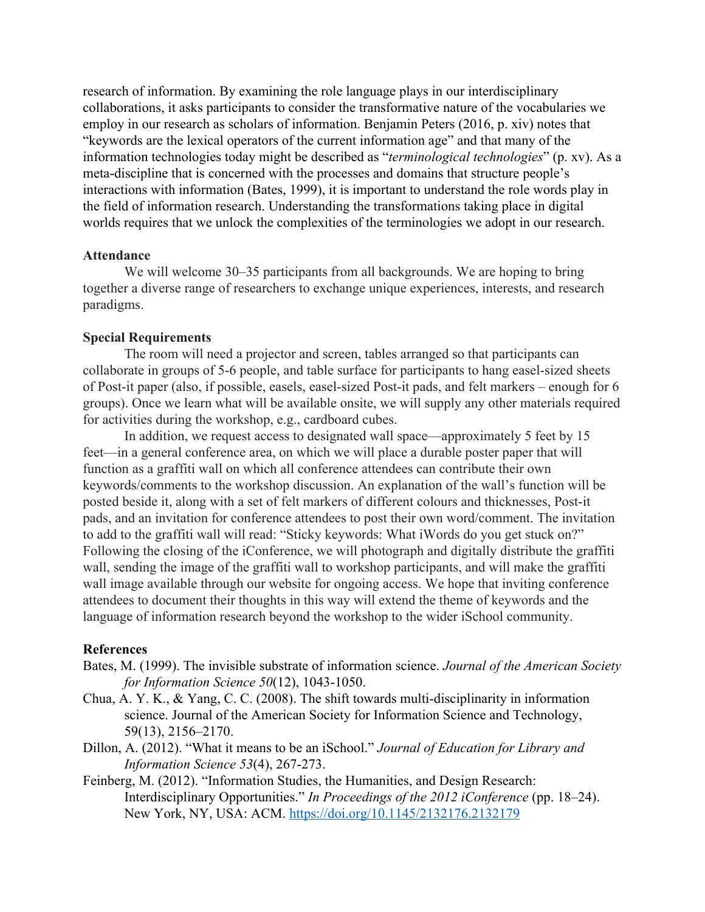research of information. By examining the role language plays in our interdisciplinary collaborations, it asks participants to consider the transformative nature of the vocabularies we employ in our research as scholars of information. Benjamin Peters (2016, p. xiv) notes that "keywords are the lexical operators of the current information age" and that many of the information technologies today might be described as "*terminological technologies*" (p. xv). As a meta-discipline that is concerned with the processes and domains that structure people's interactions with information (Bates, 1999), it is important to understand the role words play in the field of information research. Understanding the transformations taking place in digital worlds requires that we unlock the complexities of the terminologies we adopt in our research.

**Attendance**

We will welcome 30–35 participants from all backgrounds. We are hoping to bring together a diverse range of researchers to exchange unique experiences, interests, and research paradigms.

**Special Requirements**

The room will need a projector and screen, tables arranged so that participants can collaborate in groups of 5-6 people, and table surface for participants to hang easel-sized sheets of Post-it paper (also, if possible, easels, easel-sized Post-it pads, and felt markers – enough for 6 groups). Once we learn what will be available onsite, we will supply any other materials required for activities during the workshop, e.g., cardboard cubes.

In addition, we request access to designated wall space—approximately 5 feet by 15 feet—in a general conference area, on which we will place a durable poster paper that will function as a graffiti wall on which all conference attendees can contribute their own keywords/comments to the workshop discussion. An explanation of the wall's function will be posted beside it, along with a set of felt markers of different colours and thicknesses, Post-it pads, and an invitation for conference attendees to post their own word/comment. The invitation to add to the graffiti wall will read: "Sticky keywords: What iWords do you get stuck on?" Following the closing of the iConference, we will photograph and digitally distribute the graffiti wall, sending the image of the graffiti wall to workshop participants, and will make the graffiti wall image available through our website for ongoing access. We hope that inviting conference attendees to document their thoughts in this way will extend the theme of keywords and the language of information research beyond the workshop to the wider iSchool community.

**References**

Bates, M. (1999). The invisible substrate of information science. *Journal of the American Society for Information Science 50*(12), 1043-1050.

Chua, A. Y. K., & Yang, C. C. (2008). The shift towards multi-disciplinarity in information science. Journal of the American Society for Information Science and Technology, 59(13), 2156–2170.

Dillon, A. (2012). "What it means to be an iSchool." *Journal of Education for Library and Information Science 53*(4), 267-273.

Feinberg, M. (2012). "Information Studies, the Humanities, and Design Research: Interdisciplinary Opportunities." *In Proceedings of the 2012 iConference* (pp. 18–24). New York, NY, USA: ACM. https://doi.org/10.1145/2132176.2132179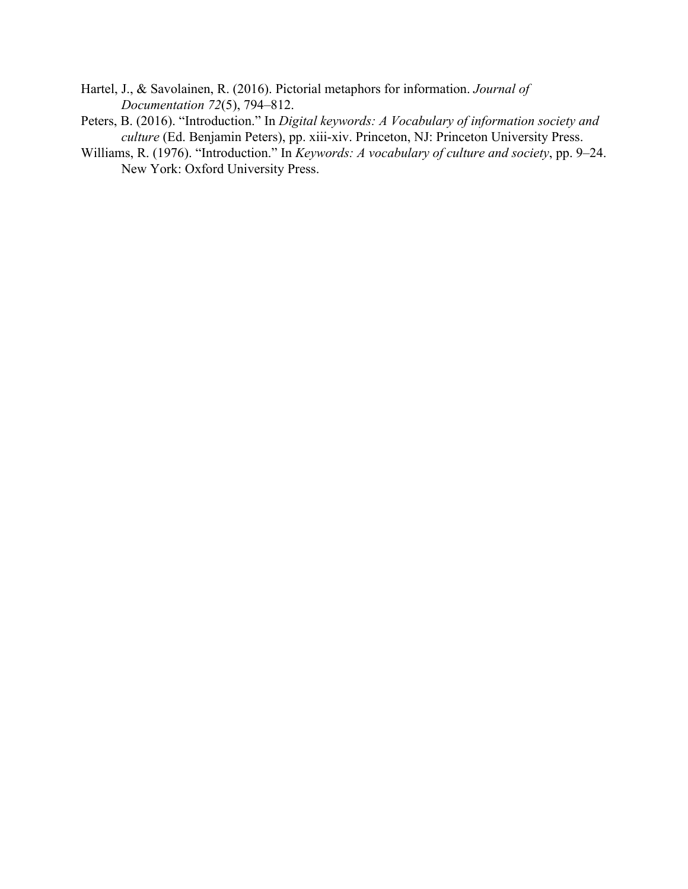Hartel, J., & Savolainen, R. (2016). Pictorial metaphors for information. *Journal of Documentation 72*(5), 794–812.

Peters, B. (2016). "Introduction." In *Digital keywords: A Vocabulary of information society and culture* (Ed. Benjamin Peters), pp. xiii-xiv. Princeton, NJ: Princeton University Press.

Williams, R. (1976). "Introduction." In *Keywords: A vocabulary of culture and society*, pp. 9–24. New York: Oxford University Press.